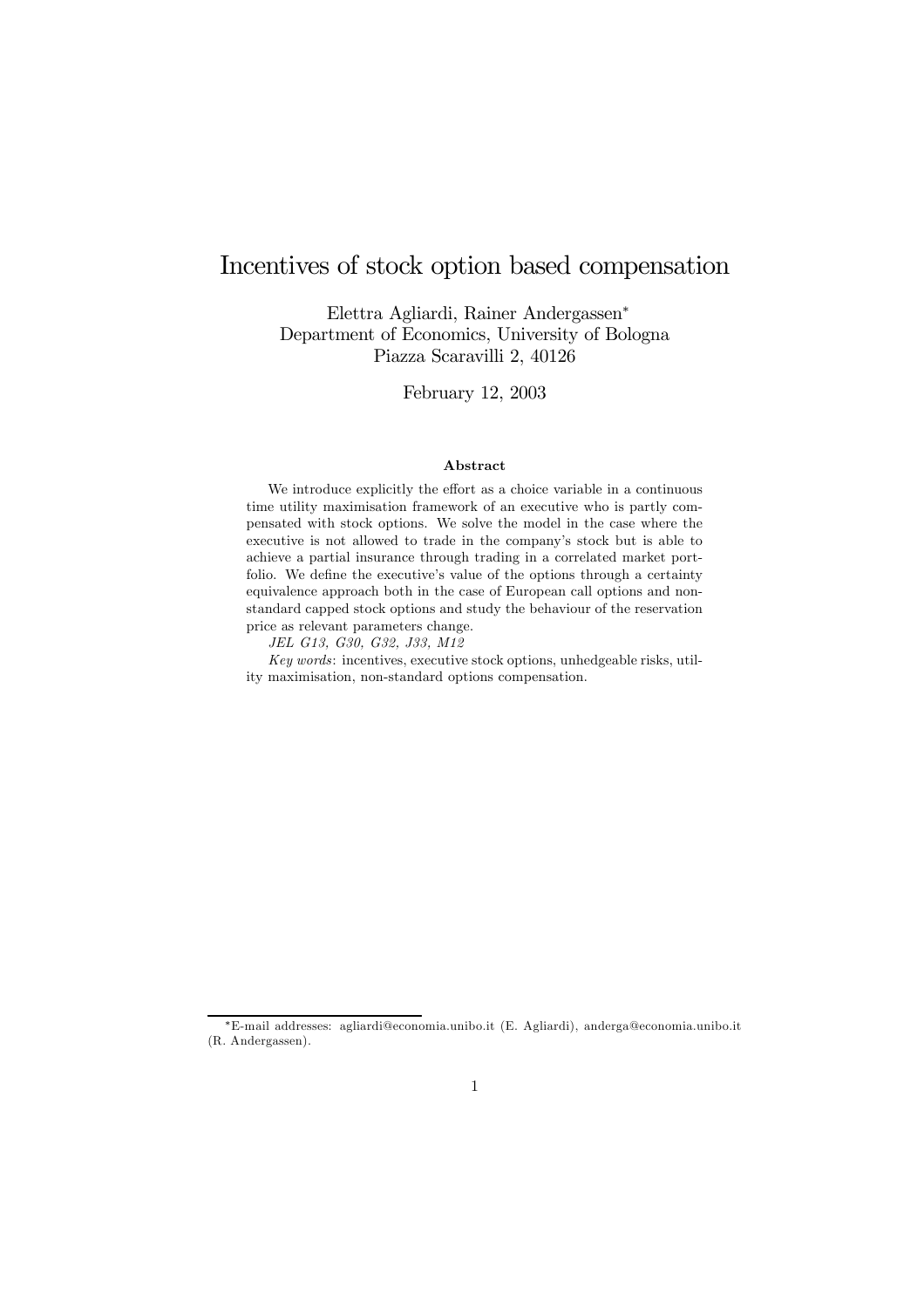# Incentives of stock option based compensation

Elettra Agliardi, Rainer Andergassen*
Department of Economics, University of Bologna
Piazza Scaravilli 2, 40126

February 12, 2003

### Abstract

We introduce explicitly the effort as a choice variable in a continuous time utility maximisation framework of an executive who is partly compensated with stock options. We solve the model in the case where the executive is not allowed to trade in the company's stock but is able to achieve a partial insurance through trading in a correlated market portfolio. We define the executive's value of the options through a certainty equivalence approach both in the case of European call options and non-standard capped stock options and study the behaviour of the reservation price as relevant parameters change.

*JEL G13, G30, G32, J33, M12*

*Key words*: incentives, executive stock options, unhedgeable risks, utility maximisation, non-standard options compensation.

---

*E-mail addresses: agliardi@economia.unibo.it (E. Agliardi), anderga@economia.unibo.it (R. Andergassen).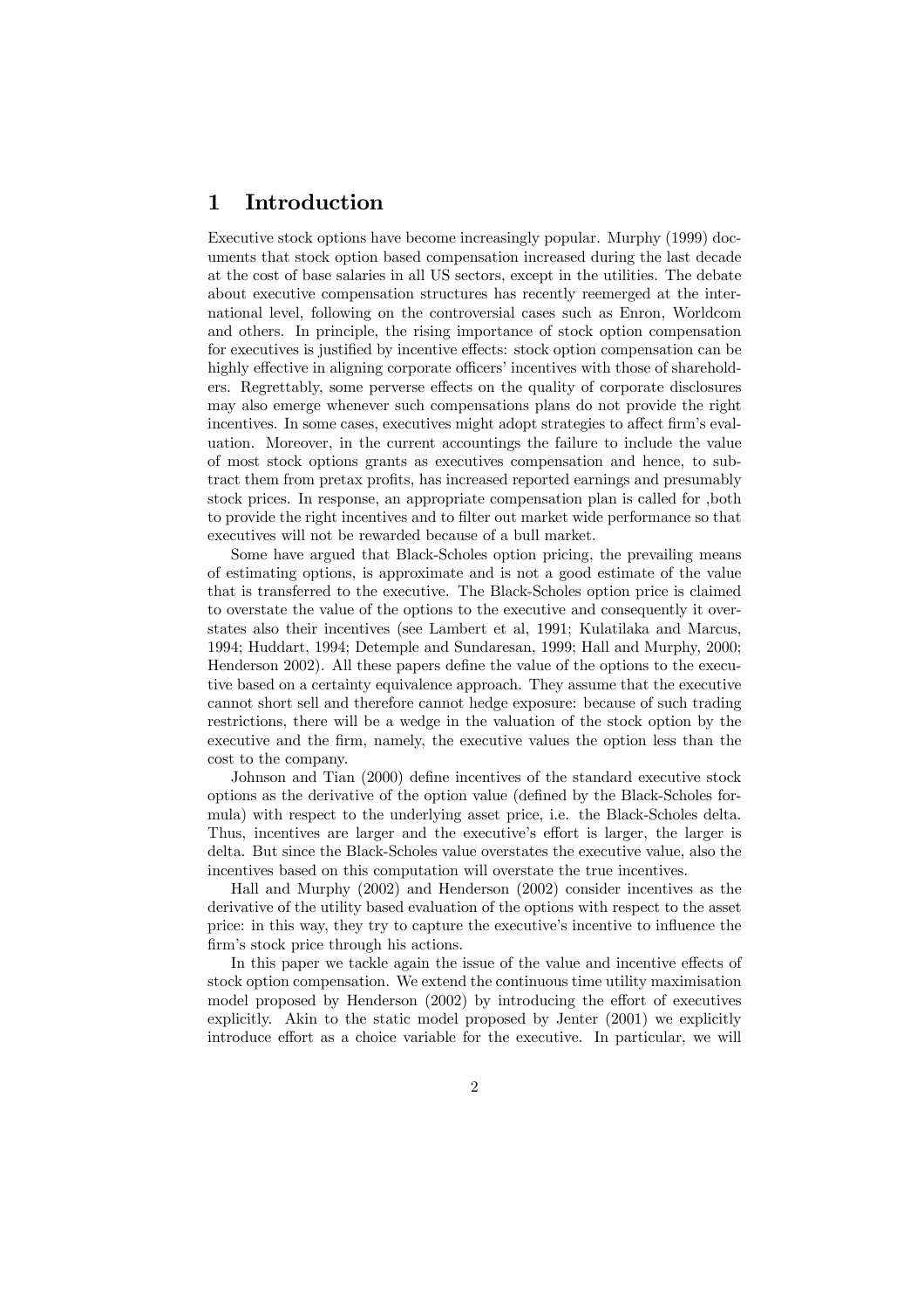# 1 Introduction

Executive stock options have become increasingly popular. Murphy (1999) documents that stock option based compensation increased during the last decade at the cost of base salaries in all US sectors, except in the utilities. The debate about executive compensation structures has recently reemerged at the international level, following on the controversial cases such as Enron, Worldcom and others. In principle, the rising importance of stock option compensation for executives is justified by incentive effects: stock option compensation can be highly effective in aligning corporate officers' incentives with those of shareholders. Regrettably, some perverse effects on the quality of corporate disclosures may also emerge whenever such compensations plans do not provide the right incentives. In some cases, executives might adopt strategies to affect firm's evaluation. Moreover, in the current accountings the failure to include the value of most stock options grants as executives compensation and hence, to subtract them from pretax profits, has increased reported earnings and presumably stock prices. In response, an appropriate compensation plan is called for ,both to provide the right incentives and to filter out market wide performance so that executives will not be rewarded because of a bull market.

Some have argued that Black-Scholes option pricing, the prevailing means of estimating options, is approximate and is not a good estimate of the value that is transferred to the executive. The Black-Scholes option price is claimed to overstate the value of the options to the executive and consequently it overstates also their incentives (see Lambert et al, 1991; Kulatilaka and Marcus, 1994; Huddart, 1994; Detemple and Sundaresan, 1999; Hall and Murphy, 2000; Henderson 2002). All these papers define the value of the options to the executive based on a certainty equivalence approach. They assume that the executive cannot short sell and therefore cannot hedge exposure: because of such trading restrictions, there will be a wedge in the valuation of the stock option by the executive and the firm, namely, the executive values the option less than the cost to the company.

Johnson and Tian (2000) define incentives of the standard executive stock options as the derivative of the option value (defined by the Black-Scholes formula) with respect to the underlying asset price, i.e. the Black-Scholes delta. Thus, incentives are larger and the executive's effort is larger, the larger is delta. But since the Black-Scholes value overstates the executive value, also the incentives based on this computation will overstate the true incentives.

Hall and Murphy (2002) and Henderson (2002) consider incentives as the derivative of the utility based evaluation of the options with respect to the asset price: in this way, they try to capture the executive's incentive to influence the firm's stock price through his actions.

In this paper we tackle again the issue of the value and incentive effects of stock option compensation. We extend the continuous time utility maximisation model proposed by Henderson (2002) by introducing the effort of executives explicitly. Akin to the static model proposed by Jenter (2001) we explicitly introduce effort as a choice variable for the executive. In particular, we will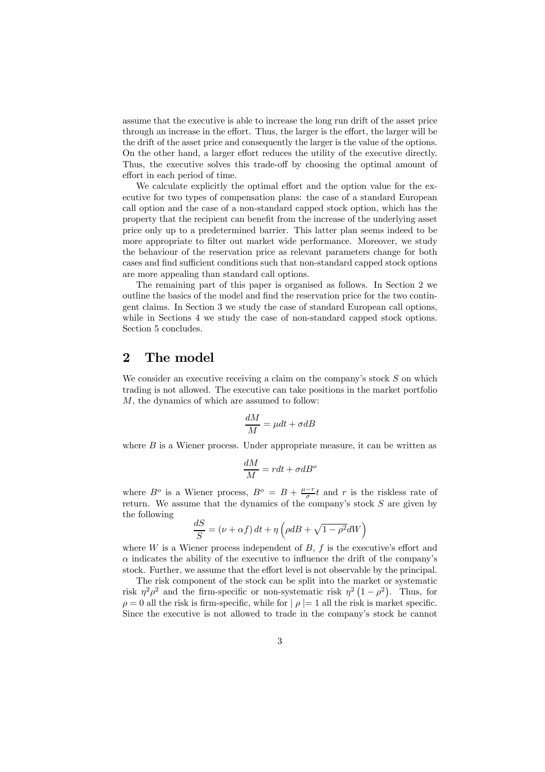assume that the executive is able to increase the long run drift of the asset price through an increase in the effort. Thus, the larger is the effort, the larger will be the drift of the asset price and consequently the larger is the value of the options. On the other hand, a larger effort reduces the utility of the executive directly. Thus, the executive solves this trade-off by choosing the optimal amount of effort in each period of time.

We calculate explicitly the optimal effort and the option value for the executive for two types of compensation plans: the case of a standard European call option and the case of a non-standard capped stock option, which has the property that the recipient can benefit from the increase of the underlying asset price only up to a predetermined barrier. This latter plan seems indeed to be more appropriate to filter out market wide performance. Moreover, we study the behaviour of the reservation price as relevant parameters change for both cases and find sufficient conditions such that non-standard capped stock options are more appealing than standard call options.

The remaining part of this paper is organised as follows. In Section 2 we outline the basics of the model and find the reservation price for the two contingent claims. In Section 3 we study the case of standard European call options, while in Sections 4 we study the case of non-standard capped stock options. Section 5 concludes.

## 2 The model

We consider an executive receiving a claim on the company's stock $S$ on which trading is not allowed. The executive can take positions in the market portfolio $M$, the dynamics of which are assumed to follow:

$$\frac{dM}{M} = \mu dt + \sigma dB$$

where $B$ is a Wiener process. Under appropriate measure, it can be written as

$$\frac{dM}{M} = r dt + \sigma dB^o$$

where $B^o$ is a Wiener process, $B^o = B + \frac{\mu - r}{\sigma} t$ and $r$ is the riskless rate of return. We assume that the dynamics of the company's stock $S$ are given by the following

$$\frac{dS}{S} = (\nu + \alpha f)\, dt + \eta \left( \rho dB + \sqrt{1 - \rho^2} dW \right)$$

where $W$ is a Wiener process independent of $B$, $f$ is the executive's effort and $\alpha$ indicates the ability of the executive to influence the drift of the company's stock. Further, we assume that the effort level is not observable by the principal.

The risk component of the stock can be split into the market or systematic risk $\eta^2 \rho^2$ and the firm-specific or non-systematic risk $\eta^2 \left(1 - \rho^2\right)$. Thus, for $\rho = 0$ all the risk is firm-specific, while for $|\rho| = 1$ all the risk is market specific. Since the executive is not allowed to trade in the company's stock he cannot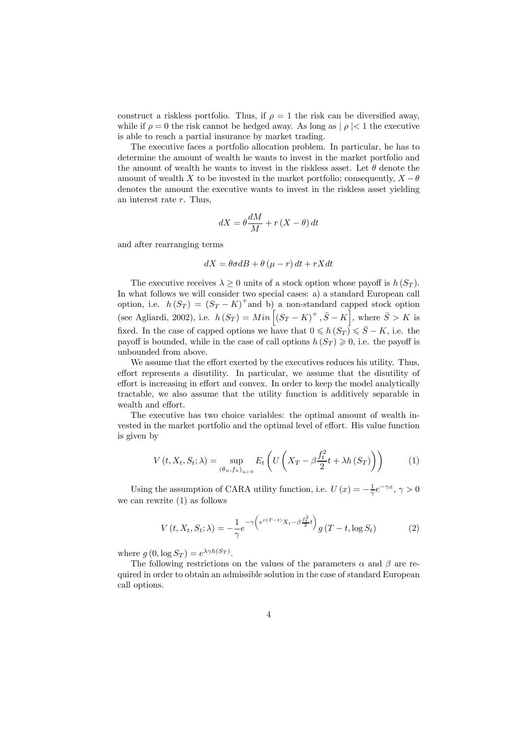construct a riskless portfolio. Thus, if $\rho = 1$ the risk can be diversified away, while if $\rho = 0$ the risk cannot be hedged away. As long as $|\rho| < 1$ the executive is able to reach a partial insurance by market trading.

The executive faces a portfolio allocation problem. In particular, he has to determine the amount of wealth he wants to invest in the market portfolio and the amount of wealth he wants to invest in the riskless asset. Let $\theta$ denote the amount of wealth $X$ to be invested in the market portfolio; consequently, $X - \theta$ denotes the amount the executive wants to invest in the riskless asset yielding an interest rate $r$. Thus,

$$dX = \theta \frac{dM}{M} + r(X - \theta)\,dt$$

and after rearranging terms

$$dX = \theta\sigma dB + \theta(\mu - r)\,dt + rXdt$$

The executive receives $\lambda \geq 0$ units of a stock option whose payoff is $h(S_T)$. In what follows we will consider two special cases: a) a standard European call option, i.e. $h(S_T) = (S_T - K)^+$ and b) a non-standard capped stock option (see Agliardi, 2002), i.e. $h(S_T) = Min\left[(S_T - K)^+, \bar{S} - K\right]$, where $\bar{S} > K$ is fixed. In the case of capped options we have that $0 \leqslant h(S_T) \leqslant \bar{S} - K$, i.e. the payoff is bounded, while in the case of call options $h(S_T) \geqslant 0$, i.e. the payoff is unbounded from above.

We assume that the effort exerted by the executives reduces his utility. Thus, effort represents a disutility. In particular, we assume that the disutility of effort is increasing in effort and convex. In order to keep the model analytically tractable, we also assume that the utility function is additively separable in wealth and effort.

The executive has two choice variables: the optimal amount of wealth invested in the market portfolio and the optimal level of effort. His value function is given by

$$V(t, X_t, S_t; \lambda) = \sup_{(\theta_u, f_u)_{u \geqslant 0}} E_t\left(U\left(X_T - \beta\frac{f_t^2}{2}t + \lambda h(S_T)\right)\right) \tag{1}$$

Using the assumption of CARA utility function, i.e. $U(x) = -\frac{1}{\gamma}e^{-\gamma x}$, $\gamma > 0$ we can rewrite (1) as follows

$$V(t, X_t, S_t; \lambda) = -\frac{1}{\gamma}e^{-\gamma\left(e^{r(T-t)}X_t - \beta\frac{f_t^2}{2}t\right)}g(T - t, \log S_t) \tag{2}$$

where $g(0, \log S_T) = e^{\lambda\gamma h(S_T)}$.

The following restrictions on the values of the parameters $\alpha$ and $\beta$ are required in order to obtain an admissible solution in the case of standard European call options.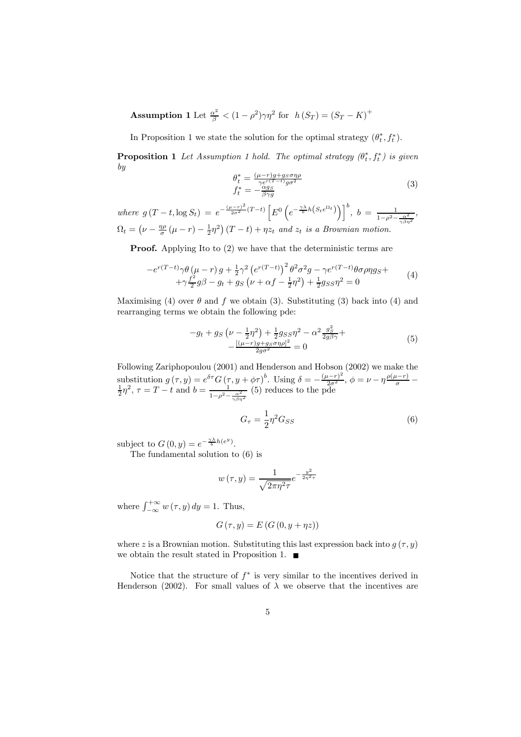**Assumption 1** Let $\frac{\alpha^2}{\beta} < (1-\rho^2)\gamma\eta^2$ for $h(S_T) = (S_T - K)^+$

In Proposition 1 we state the solution for the optimal strategy $(\theta_t^*, f_t^*)$.

**Proposition 1** *Let Assumption 1 hold. The optimal strategy $(\theta_t^*, f_t^*)$ is given by*

$$
\begin{array}{l}
\theta_t^* = \frac{(\mu - r) g + g_S \sigma \eta \rho}{\gamma e^{r(T-t)} g \sigma^2} \\
f_t^* = -\frac{\alpha g_S}{\beta \gamma g}
\end{array}
\tag{3}
$$

*where* $g(T-t, \log S_t) = e^{-\frac{(\mu-r)^2}{2\sigma^2}(T-t)} \left[ E^0 \left( e^{-\frac{\gamma\lambda}{b} h\left(S_t e^{\Omega_t}\right)} \right) \right]^b$, $b = \frac{1}{1-\rho^2-\frac{\alpha^2}{\gamma\beta\eta^2}}$, $\Omega_t = \left(\nu - \frac{\eta\rho}{\sigma}(\mu - r) - \frac{1}{2}\eta^2\right)(T-t) + \eta z_t$ *and* $z_t$ *is a Brownian motion.*

**Proof.** Applying Ito to (2) we have that the deterministic terms are

$$
\begin{array}{c}
-e^{r(T-t)}\gamma\theta(\mu - r) g + \frac{1}{2}\gamma^2 \left(e^{r(T-t)}\right)^2 \theta^2 \sigma^2 g - \gamma e^{r(T-t)} \theta \sigma \rho \eta g_S + \\
+\gamma \frac{f^2}{2} g \beta - g_t + g_S \left(\nu + \alpha f - \frac{1}{2}\eta^2\right) + \frac{1}{2} g_{SS} \eta^2 = 0
\end{array}
\tag{4}
$$

Maximising (4) over $\theta$ and $f$ we obtain (3). Substituting (3) back into (4) and rearranging terms we obtain the following pde:

$$
\begin{array}{c}
-g_t + g_S \left(\nu - \frac{1}{2}\eta^2\right) + \frac{1}{2} g_{SS} \eta^2 - \alpha^2 \frac{g_S^2}{2 g \beta \gamma} + \\
-\frac{[(\mu - r) g + g_S \sigma \eta \rho]^2}{2 g \sigma^2} = 0
\end{array}
\tag{5}
$$

Following Zariphopoulou (2001) and Henderson and Hobson (2002) we make the substitution $g(\tau, y) = e^{\delta\tau} G(\tau, y + \phi\tau)^b$. Using $\delta = -\frac{(\mu-r)^2}{2\sigma^2}$, $\phi = \nu - \eta\frac{\rho(\mu-r)}{\sigma} - \frac{1}{2}\eta^2$, $\tau = T - t$ and $b = \frac{1}{1-\rho^2-\frac{\alpha^2}{\gamma\beta\eta^2}}$ (5) reduces to the pde

$$
G_\tau = \frac{1}{2}\eta^2 G_{SS} \tag{6}
$$

subject to $G(0, y) = e^{-\frac{\gamma\lambda}{b} h(e^y)}$.

The fundamental solution to (6) is

$$
w(\tau, y) = \frac{1}{\sqrt{2\pi\eta^2\tau}} e^{-\frac{y^2}{2\eta^2\tau}}
$$

where $\int_{-\infty}^{+\infty} w(\tau, y)\, dy = 1$. Thus,

$$
G(\tau, y) = E\left(G(0, y + \eta z)\right)
$$

where $z$ is a Brownian motion. Substituting this last expression back into $g(\tau, y)$ we obtain the result stated in Proposition 1. ∎

Notice that the structure of $f^*$ is very similar to the incentives derived in Henderson (2002). For small values of $\lambda$ we observe that the incentives are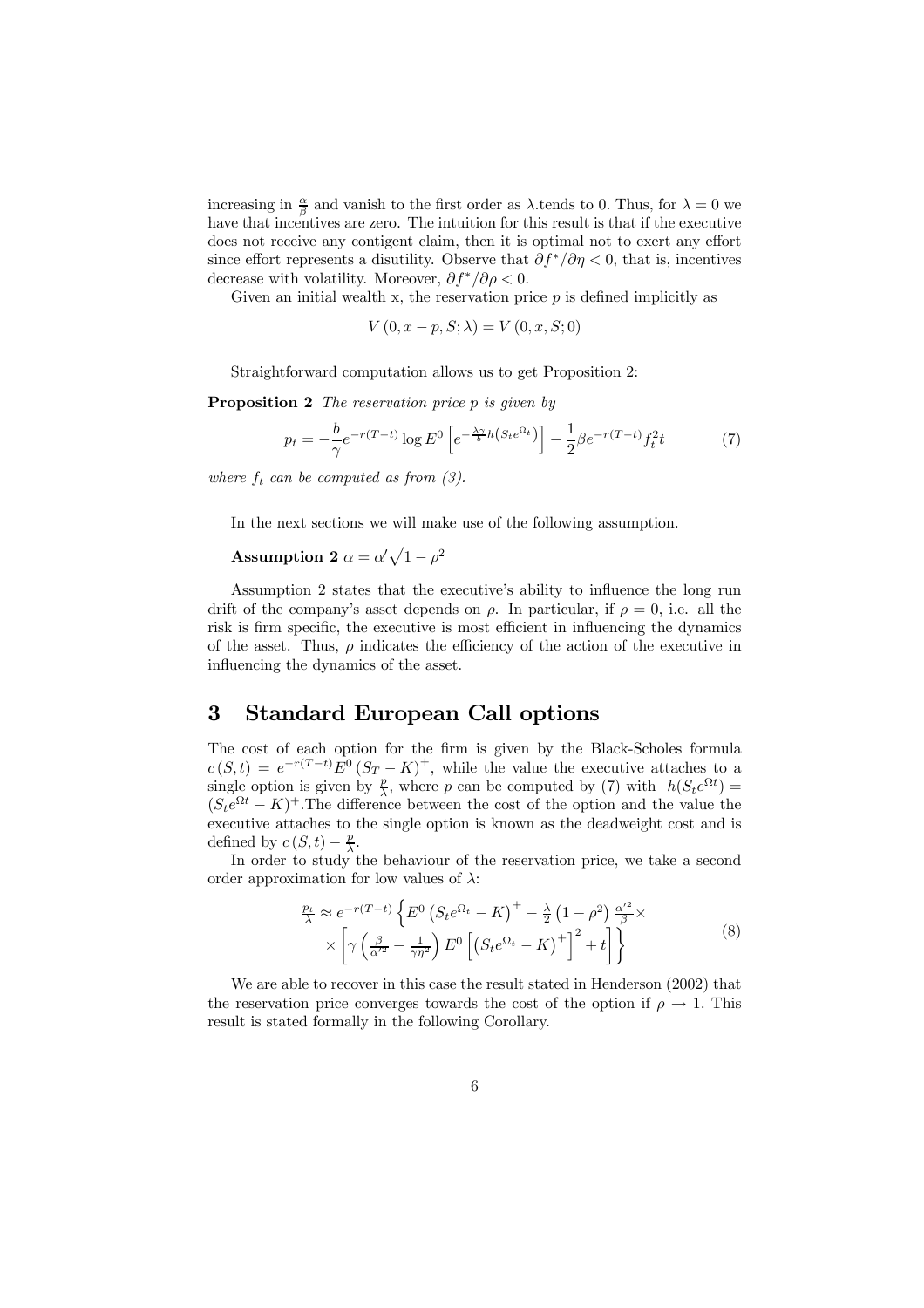increasing in $\frac{\alpha}{\beta}$ and vanish to the first order as $\lambda$.tends to 0. Thus, for $\lambda = 0$ we have that incentives are zero. The intuition for this result is that if the executive does not receive any contigent claim, then it is optimal not to exert any effort since effort represents a disutility. Observe that $\partial f^*/\partial \eta < 0$, that is, incentives decrease with volatility. Moreover, $\partial f^*/\partial \rho < 0$.

Given an initial wealth x, the reservation price $p$ is defined implicitly as

$$V(0, x - p, S; \lambda) = V(0, x, S; 0)$$

Straightforward computation allows us to get Proposition 2:

**Proposition 2** *The reservation price $p$ is given by*

$$p_t = -\frac{b}{\gamma} e^{-r(T-t)} \log E^0 \left[ e^{-\frac{\lambda\gamma}{b} h\left(S_t e^{\Omega_t}\right)} \right] - \frac{1}{2} \beta e^{-r(T-t)} f_t^2 t \tag{7}$$

*where $f_t$ can be computed as from (3).*

In the next sections we will make use of the following assumption.

**Assumption 2** $\alpha = \alpha' \sqrt{1 - \rho^2}$

Assumption 2 states that the executive's ability to influence the long run drift of the company's asset depends on $\rho$. In particular, if $\rho = 0$, i.e. all the risk is firm specific, the executive is most efficient in influencing the dynamics of the asset. Thus, $\rho$ indicates the efficiency of the action of the executive in influencing the dynamics of the asset.

## 3 Standard European Call options

The cost of each option for the firm is given by the Black-Scholes formula $c(S, t) = e^{-r(T-t)} E^0 (S_T - K)^+$, while the value the executive attaches to a single option is given by $\frac{p}{\lambda}$, where $p$ can be computed by (7) with $h(S_t e^{\Omega t}) = (S_t e^{\Omega t} - K)^+$.The difference between the cost of the option and the value the executive attaches to the single option is known as the deadweight cost and is defined by $c(S, t) - \frac{p}{\lambda}$.

In order to study the behaviour of the reservation price, we take a second order approximation for low values of $\lambda$:

$$\begin{aligned} \tfrac{p_t}{\lambda} \approx e^{-r(T-t)} \Big\{ & E^0 \left(S_t e^{\Omega_t} - K\right)^+ - \tfrac{\lambda}{2} \left(1 - \rho^2\right) \tfrac{\alpha'^2}{\beta} \times \\ & \times \left[ \gamma \left( \tfrac{\beta}{\alpha'^2} - \tfrac{1}{\gamma \eta^2} \right) E^0 \left[ \left(S_t e^{\Omega_t} - K\right)^+ \right]^2 + t \right] \Big\} \end{aligned} \tag{8}$$

We are able to recover in this case the result stated in Henderson (2002) that the reservation price converges towards the cost of the option if $\rho \to 1$. This result is stated formally in the following Corollary.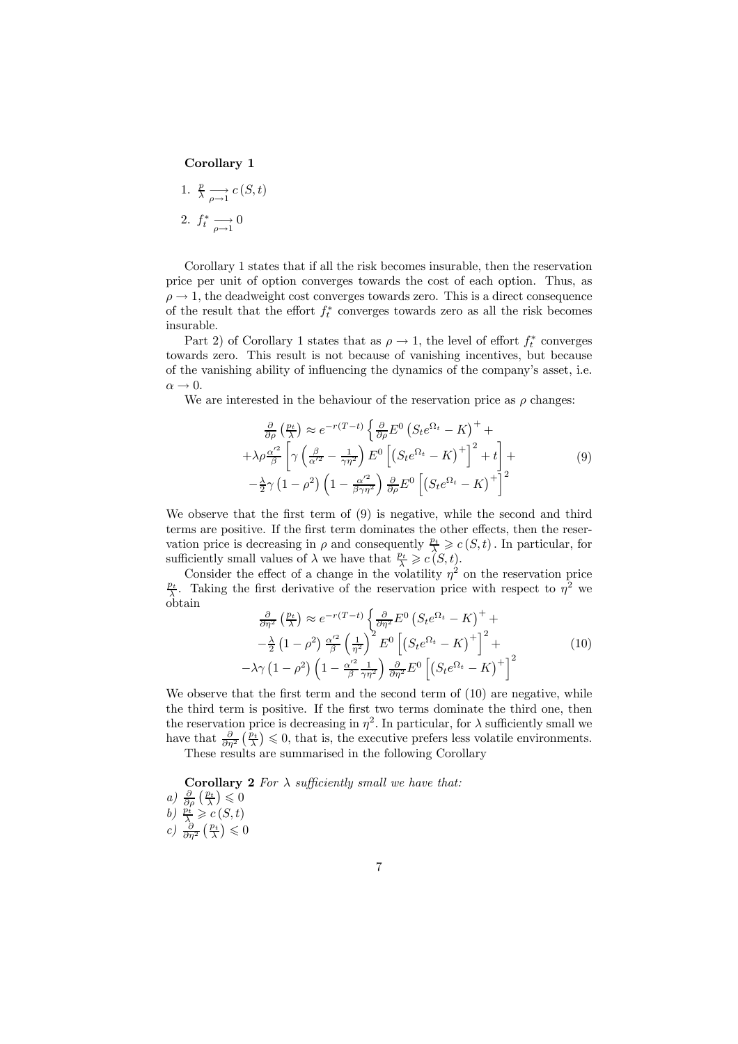**Corollary 1**

1. $\frac{p}{\lambda} \underset{\rho \to 1}{\longrightarrow} c(S,t)$
2. $f_t^* \underset{\rho \to 1}{\longrightarrow} 0$

Corollary 1 states that if all the risk becomes insurable, then the reservation price per unit of option converges towards the cost of each option. Thus, as $\rho \to 1$, the deadweight cost converges towards zero. This is a direct consequence of the result that the effort $f_t^*$ converges towards zero as all the risk becomes insurable.

Part 2) of Corollary 1 states that as $\rho \to 1$, the level of effort $f_t^*$ converges towards zero. This result is not because of vanishing incentives, but because of the vanishing ability of influencing the dynamics of the company's asset, i.e. $\alpha \to 0$.

We are interested in the behaviour of the reservation price as $\rho$ changes:

$$
\begin{aligned}
\frac{\partial}{\partial \rho}\left(\frac{p_t}{\lambda}\right) \approx e^{-r(T-t)} \Big\{ & \frac{\partial}{\partial \rho} E^0 \left(S_t e^{\Omega_t} - K\right)^+ + \\
& + \lambda \rho \frac{\alpha'^2}{\beta}\left[\gamma\left(\frac{\beta}{\alpha'^2} - \frac{1}{\gamma \eta^2}\right) E^0\left[\left(S_t e^{\Omega_t} - K\right)^+\right]^2 + t\right] + \\
& - \frac{\lambda}{2}\gamma\left(1-\rho^2\right)\left(1 - \frac{\alpha'^2}{\beta\gamma\eta^2}\right)\frac{\partial}{\partial \rho} E^0\left[\left(S_t e^{\Omega_t} - K\right)^+\right]^2
\end{aligned}
\tag{9}
$$

We observe that the first term of (9) is negative, while the second and third terms are positive. If the first term dominates the other effects, then the reservation price is decreasing in $\rho$ and consequently $\frac{p_t}{\lambda} \geqslant c(S,t)$. In particular, for sufficiently small values of $\lambda$ we have that $\frac{p_t}{\lambda} \geqslant c(S,t)$.

Consider the effect of a change in the volatility $\eta^2$ on the reservation price $\frac{p_t}{\lambda}$. Taking the first derivative of the reservation price with respect to $\eta^2$ we obtain

$$
\begin{aligned}
\frac{\partial}{\partial \eta^2}\left(\frac{p_t}{\lambda}\right) \approx e^{-r(T-t)} \Big\{ & \frac{\partial}{\partial \eta^2} E^0 \left(S_t e^{\Omega_t} - K\right)^+ + \\
& - \frac{\lambda}{2}\left(1-\rho^2\right)\frac{\alpha'^2}{\beta}\left(\frac{1}{\eta^2}\right)^2 E^0\left[\left(S_t e^{\Omega_t} - K\right)^+\right]^2 + \\
& - \lambda\gamma\left(1-\rho^2\right)\left(1 - \frac{\alpha'^2}{\beta}\frac{1}{\gamma\eta^2}\right)\frac{\partial}{\partial \eta^2} E^0\left[\left(S_t e^{\Omega_t} - K\right)^+\right]^2
\end{aligned}
\tag{10}
$$

We observe that the first term and the second term of (10) are negative, while the third term is positive. If the first two terms dominate the third one, then the reservation price is decreasing in $\eta^2$. In particular, for $\lambda$ sufficiently small we have that $\frac{\partial}{\partial \eta^2}\left(\frac{p_t}{\lambda}\right) \leqslant 0$, that is, the executive prefers less volatile environments.

These results are summarised in the following Corollary

**Corollary 2** *For $\lambda$ sufficiently small we have that:*

*a)* $\frac{\partial}{\partial \rho}\left(\frac{p_t}{\lambda}\right) \leqslant 0$

*b)* $\frac{p_t}{\lambda} \geqslant c(S,t)$

*c)* $\frac{\partial}{\partial \eta^2}\left(\frac{p_t}{\lambda}\right) \leqslant 0$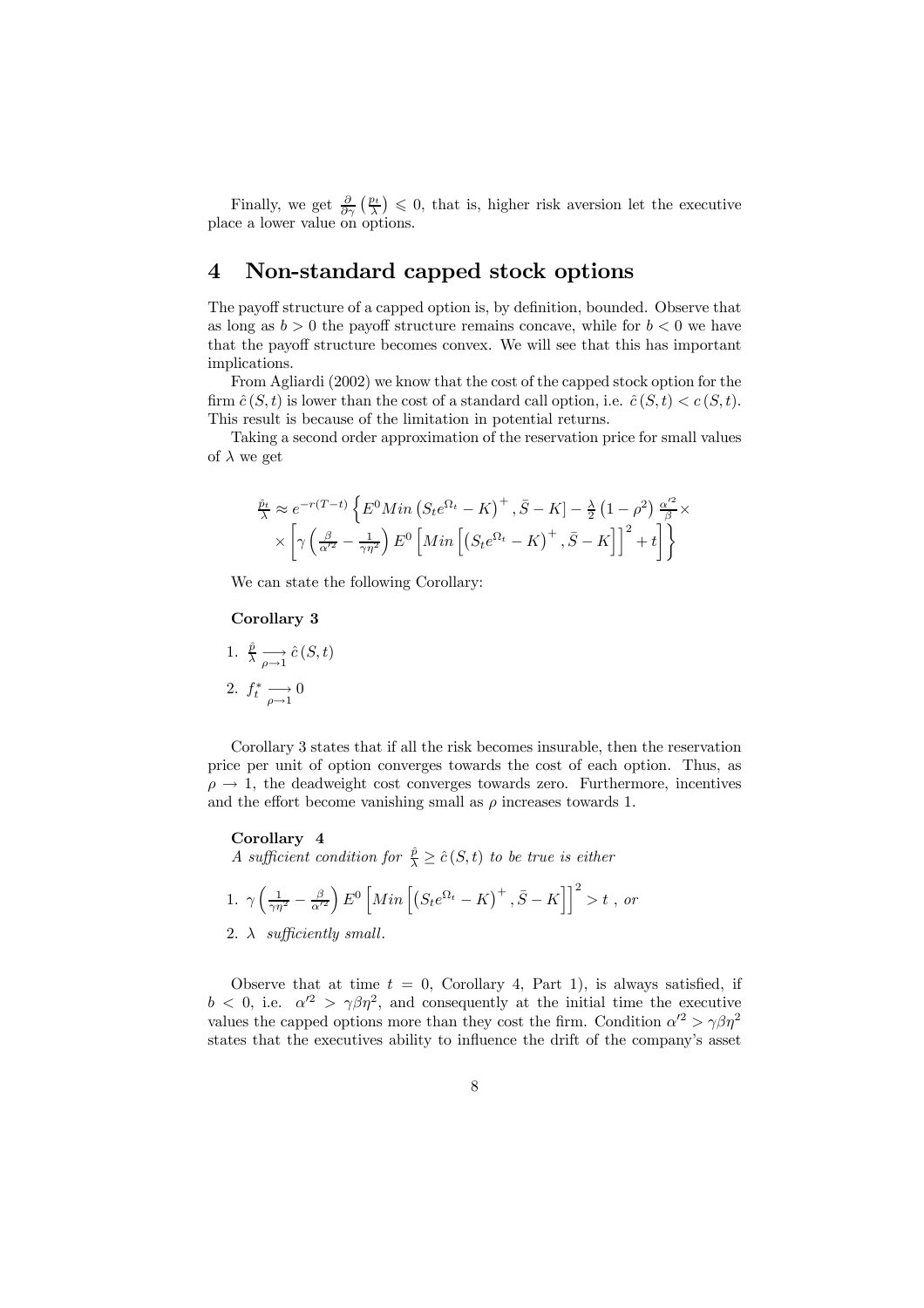Finally, we get $\frac{\partial}{\partial \gamma}\left(\frac{p_t}{\lambda}\right) \leqslant 0$, that is, higher risk aversion let the executive place a lower value on options.

## 4 Non-standard capped stock options

The payoff structure of a capped option is, by definition, bounded. Observe that as long as $b > 0$ the payoff structure remains concave, while for $b < 0$ we have that the payoff structure becomes convex. We will see that this has important implications.

From Agliardi (2002) we know that the cost of the capped stock option for the firm $\hat{c}(S,t)$ is lower than the cost of a standard call option, i.e. $\hat{c}(S,t) < c(S,t)$. This result is because of the limitation in potential returns.

Taking a second order approximation of the reservation price for small values of $\lambda$ we get

$$\frac{\hat{p}_t}{\lambda} \approx e^{-r(T-t)} \left\{ E^0 Min \left(S_t e^{\Omega_t} - K\right)^+, \bar{S} - K] - \frac{\lambda}{2}\left(1-\rho^2\right)\frac{\alpha'^2}{\beta} \times \right.$$
$$\left. \times \left[ \gamma \left( \frac{\beta}{\alpha'^2} - \frac{1}{\gamma \eta^2} \right) E^0 \left[ Min \left[ \left(S_t e^{\Omega_t} - K\right)^+, \bar{S} - K \right] \right]^2 + t \right] \right\}$$

We can state the following Corollary:

**Corollary 3**

1. $\frac{\hat{p}}{\lambda} \underset{\rho \to 1}{\longrightarrow} \hat{c}(S,t)$
2. $f_t^* \underset{\rho \to 1}{\longrightarrow} 0$

Corollary 3 states that if all the risk becomes insurable, then the reservation price per unit of option converges towards the cost of each option. Thus, as $\rho \to 1$, the deadweight cost converges towards zero. Furthermore, incentives and the effort become vanishing small as $\rho$ increases towards 1.

**Corollary 4**
*A sufficient condition for $\frac{\hat{p}}{\lambda} \geq \hat{c}(S,t)$ to be true is either*

1. $\gamma \left( \frac{1}{\gamma \eta^2} - \frac{\beta}{\alpha'^2} \right) E^0 \left[ Min \left[ \left(S_t e^{\Omega_t} - K\right)^+, \bar{S} - K \right] \right]^2 > t$ , *or*
2. $\lambda$ *sufficiently small.*

Observe that at time $t = 0$, Corollary 4, Part 1), is always satisfied, if $b < 0$, i.e. $\alpha'^2 > \gamma \beta \eta^2$, and consequently at the initial time the executive values the capped options more than they cost the firm. Condition $\alpha'^2 > \gamma \beta \eta^2$ states that the executives ability to influence the drift of the company's asset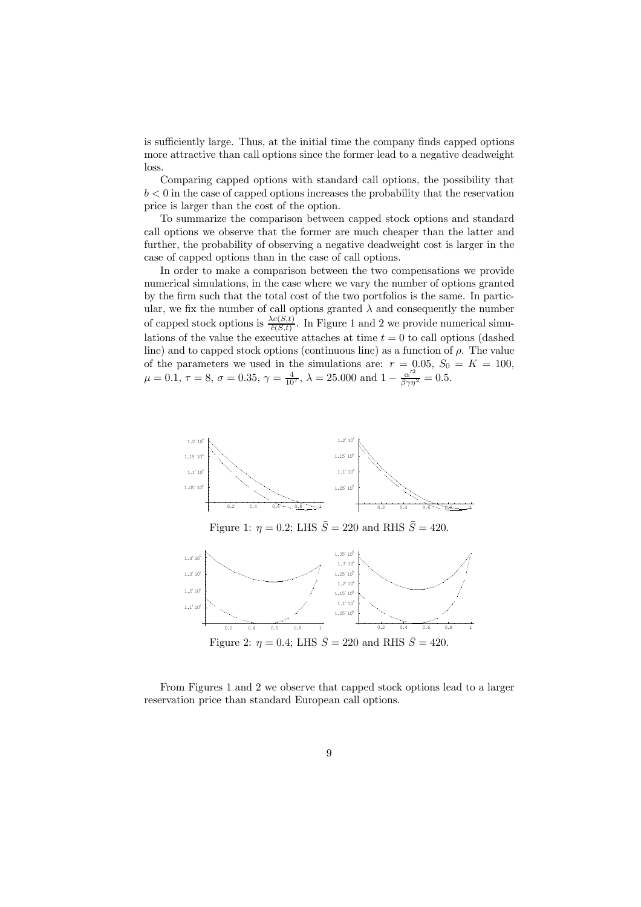is sufficiently large. Thus, at the initial time the company finds capped options more attractive than call options since the former lead to a negative deadweight loss.

Comparing capped options with standard call options, the possibility that $b < 0$ in the case of capped options increases the probability that the reservation price is larger than the cost of the option.

To summarize the comparison between capped stock options and standard call options we observe that the former are much cheaper than the latter and further, the probability of observing a negative deadweight cost is larger in the case of capped options than in the case of call options.

In order to make a comparison between the two compensations we provide numerical simulations, in the case where we vary the number of options granted by the firm such that the total cost of the two portfolios is the same. In particular, we fix the number of call options granted $\lambda$ and consequently the number of capped stock options is $\frac{\lambda c(S,t)}{\bar{c}(S,t)}$. In Figure 1 and 2 we provide numerical simulations of the value the executive attaches at time $t = 0$ to call options (dashed line) and to capped stock options (continuous line) as a function of $\rho$. The value of the parameters we used in the simulations are: $r = 0.05$, $S_0 = K = 100$, $\mu = 0.1$, $\tau = 8$, $\sigma = 0.35$, $\gamma = \frac{4}{10^7}$, $\lambda = 25.000$ and $1 - \frac{\alpha'^2}{\beta\gamma\eta^2} = 0.5$.

Figure 1: $\eta = 0.2$; LHS $\bar{S} = 220$ and RHS $\bar{S} = 420$.

Figure 2: $\eta = 0.4$; LHS $\bar{S} = 220$ and RHS $\bar{S} = 420$.

From Figures 1 and 2 we observe that capped stock options lead to a larger reservation price than standard European call options.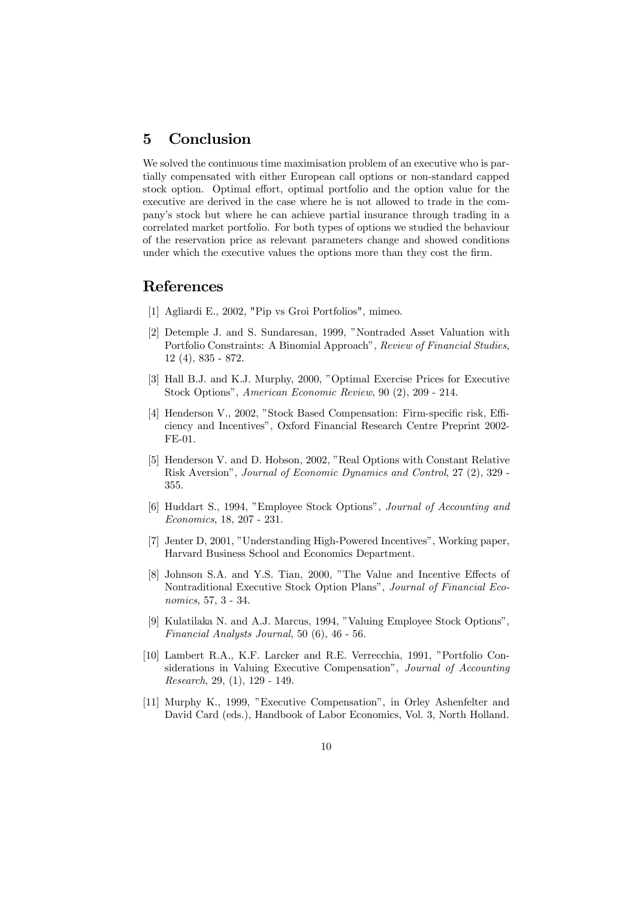## 5 Conclusion

We solved the continuous time maximisation problem of an executive who is partially compensated with either European call options or non-standard capped stock option. Optimal effort, optimal portfolio and the option value for the executive are derived in the case where he is not allowed to trade in the company's stock but where he can achieve partial insurance through trading in a correlated market portfolio. For both types of options we studied the behaviour of the reservation price as relevant parameters change and showed conditions under which the executive values the options more than they cost the firm.

## References

[1] Agliardi E., 2002, "Pip vs Groi Portfolios", mimeo.

[2] Detemple J. and S. Sundaresan, 1999, "Nontraded Asset Valuation with Portfolio Constraints: A Binomial Approach", *Review of Financial Studies*, 12 (4), 835 - 872.

[3] Hall B.J. and K.J. Murphy, 2000, "Optimal Exercise Prices for Executive Stock Options", *American Economic Review*, 90 (2), 209 - 214.

[4] Henderson V., 2002, "Stock Based Compensation: Firm-specific risk, Efficiency and Incentives", Oxford Financial Research Centre Preprint 2002-FE-01.

[5] Henderson V. and D. Hobson, 2002, "Real Options with Constant Relative Risk Aversion", *Journal of Economic Dynamics and Control*, 27 (2), 329 - 355.

[6] Huddart S., 1994, "Employee Stock Options", *Journal of Accounting and Economics*, 18, 207 - 231.

[7] Jenter D, 2001, "Understanding High-Powered Incentives", Working paper, Harvard Business School and Economics Department.

[8] Johnson S.A. and Y.S. Tian, 2000, "The Value and Incentive Effects of Nontraditional Executive Stock Option Plans", *Journal of Financial Economics*, 57, 3 - 34.

[9] Kulatilaka N. and A.J. Marcus, 1994, "Valuing Employee Stock Options", *Financial Analysts Journal*, 50 (6), 46 - 56.

[10] Lambert R.A., K.F. Larcker and R.E. Verrecchia, 1991, "Portfolio Considerations in Valuing Executive Compensation", *Journal of Accounting Research*, 29, (1), 129 - 149.

[11] Murphy K., 1999, "Executive Compensation", in Orley Ashenfelter and David Card (eds.), Handbook of Labor Economics, Vol. 3, North Holland.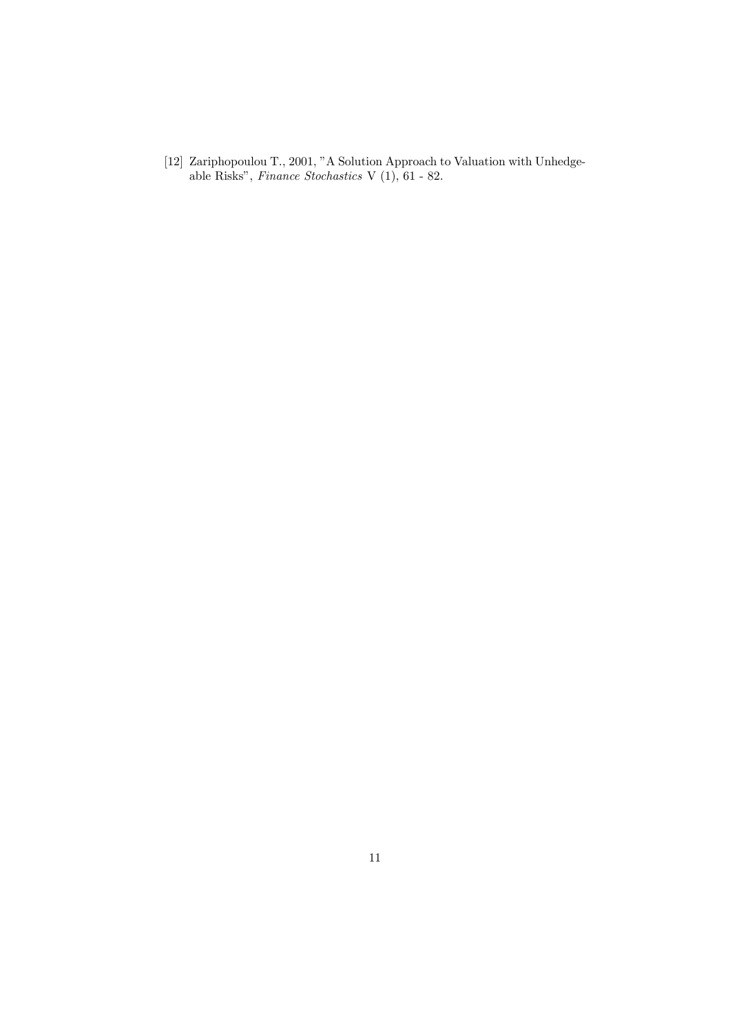[12] Zariphopoulou T., 2001, "A Solution Approach to Valuation with Unhedgeable Risks", *Finance Stochastics* V (1), 61 - 82.